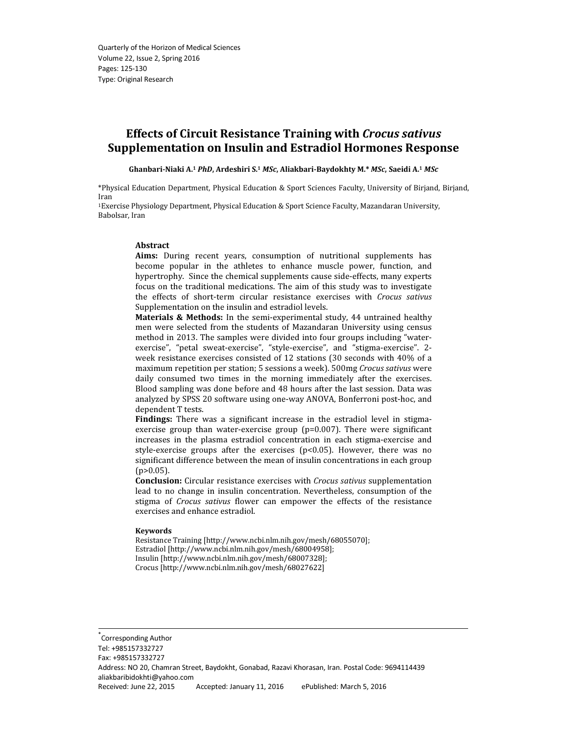Quarterly of the Horizon of Medical Sciences
Volume 22, Issue 2, Spring 2016
Pages: 125-130
Type: Original Research

# Effects of Circuit Resistance Training with *Crocus sativus* Supplementation on Insulin and Estradiol Hormones Response

**Ghanbari-Niaki A.[1] *PhD*, Ardeshiri S.[1] *MSc*, Aliakbari-Baydokhty M.* *MSc*, Saeidi A.[1] *MSc***

*Physical Education Department, Physical Education & Sport Sciences Faculty, University of Birjand, Birjand, Iran

[1]Exercise Physiology Department, Physical Education & Sport Science Faculty, Mazandaran University, Babolsar, Iran

## Abstract

**Aims:** During recent years, consumption of nutritional supplements has become popular in the athletes to enhance muscle power, function, and hypertrophy. Since the chemical supplements cause side-effects, many experts focus on the traditional medications. The aim of this study was to investigate the effects of short-term circular resistance exercises with *Crocus sativus* Supplementation on the insulin and estradiol levels.

**Materials & Methods:** In the semi-experimental study, 44 untrained healthy men were selected from the students of Mazandaran University using census method in 2013. The samples were divided into four groups including "water-exercise", "petal sweat-exercise", "style-exercise", and "stigma-exercise". 2-week resistance exercises consisted of 12 stations (30 seconds with 40% of a maximum repetition per station; 5 sessions a week). 500mg *Crocus sativus* were daily consumed two times in the morning immediately after the exercises. Blood sampling was done before and 48 hours after the last session. Data was analyzed by SPSS 20 software using one-way ANOVA, Bonferroni post-hoc, and dependent T tests.

**Findings:** There was a significant increase in the estradiol level in stigma-exercise group than water-exercise group ($p=0.007$). There were significant increases in the plasma estradiol concentration in each stigma-exercise and style-exercise groups after the exercises ($p<0.05$). However, there was no significant difference between the mean of insulin concentrations in each group ($p>0.05$).

**Conclusion:** Circular resistance exercises with *Crocus sativus* supplementation lead to no change in insulin concentration. Nevertheless, consumption of the stigma of *Crocus sativus* flower can empower the effects of the resistance exercises and enhance estradiol.

### Keywords

Resistance Training [http://www.ncbi.nlm.nih.gov/mesh/68055070];
Estradiol [http://www.ncbi.nlm.nih.gov/mesh/68004958];
Insulin [http://www.ncbi.nlm.nih.gov/mesh/68007328];
Crocus [http://www.ncbi.nlm.nih.gov/mesh/68027622]

---

*Corresponding Author
Tel: +985157332727
Fax: +985157332727
Address: NO 20, Chamran Street, Baydokht, Gonabad, Razavi Khorasan, Iran. Postal Code: 9694114439
aliakbaribidokhti@yahoo.com
Received: June 22, 2015 Accepted: January 11, 2016 ePublished: March 5, 2016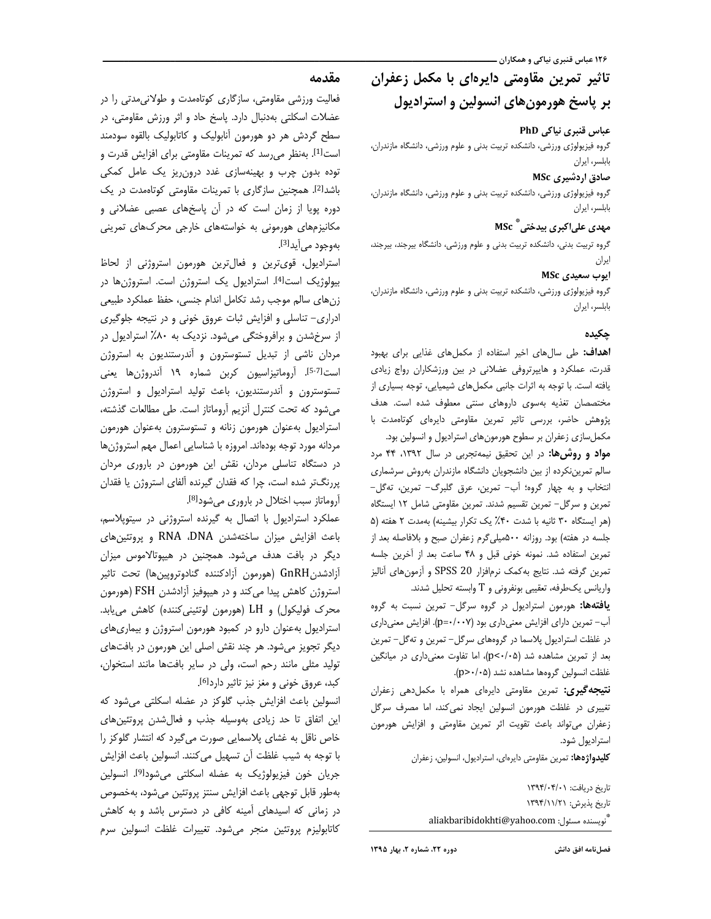# تاثیر تمرین مقاومتی دایره‌ای با مکمل زعفران بر پاسخ هورمون‌های انسولین و استرادیول

**عباس قنبری نیاکی PhD**

گروه فیزیولوژی ورزشی، دانشکده تربیت بدنی و علوم ورزشی، دانشگاه مازندران، بابلسر، ایران

**صادق اردشیری MSc**

گروه فیزیولوژی ورزشی، دانشکده تربیت بدنی و علوم ورزشی، دانشگاه مازندران، بابلسر، ایران

**مهدی علی‌اکبری بیدختی* MSc**

گروه تربیت بدنی، دانشکده تربیت بدنی و علوم ورزشی، دانشگاه بیرجند، بیرجند، ایران

**ایوب سعیدی MSc**

گروه فیزیولوژی ورزشی، دانشکده تربیت بدنی و علوم ورزشی، دانشگاه مازندران، بابلسر، ایران

## چکیده

**اهداف:** طی سال‌های اخیر استفاده از مکمل‌های غذایی برای بهبود قدرت، عملکرد و هایپرتروفی عضلانی در بین ورزشکاران رواج زیادی یافته است. با توجه به اثرات جانبی مکمل‌های شیمیایی، توجه بسیاری از متخصصان تغذیه به‌سوی داروهای سنتی معطوف شده است. هدف پژوهش حاضر، بررسی تاثیر تمرین مقاومتی دایره‌ای کوتاه‌مدت با مکمل‌سازی زعفران بر سطوح هورمون‌های استرادیول و انسولین بود.

**مواد و روش‌ها:** در این تحقیق نیمه‌تجربی در سال ۱۳۹۲، ۴۴ مرد سالم تمرین‌نکرده از بین دانشجویان دانشگاه مازندران به‌روش سرشماری انتخاب و به چهار گروه؛ آب- تمرین، عرق گلبرگ- تمرین، ته‌گل- تمرین و سرگل- تمرین تقسیم شدند. تمرین مقاومتی شامل ۱۲ ایستگاه (هر ایستگاه ۳۰ ثانیه با شدت ۴۰٪ یک تکرار بیشینه) به‌مدت ۲ هفته (۵ جلسه در هفته) بود. روزانه ۵۰۰میلی‌گرم زعفران صبح و بلافاصله بعد از تمرین استفاده شد. نمونه خونی قبل و ۴۸ ساعت بعد از آخرین جلسه تمرین گرفته شد. نتایج به‌کمک نرم‌افزار SPSS 20 و آزمون‌های آنالیز واریانس یک‌طرفه، تعقیبی بونفرونی و T وابسته تحلیل شدند.

**یافته‌ها:** هورمون استرادیول در گروه سرگل- تمرین نسبت به گروه آب- تمرین دارای افزایش معنی‌داری بود ($p=0/007$). افزایش معنی‌داری در غلظت استرادیول پلاسما در گروه‌های سرگل- تمرین و ته‌گل- تمرین بعد از تمرین مشاهده شد ($p<0/05$)، اما تفاوت معنی‌داری در میانگین غلظت انسولین گروه‌ها مشاهده نشد ($p>0/05$).

**نتیجه‌گیری:** تمرین مقاومتی دایره‌ای همراه با مکمل‌دهی زعفران تغییری در غلظت هورمون انسولین ایجاد نمی‌کند، اما مصرف سرگل زعفران می‌تواند باعث تقویت اثر تمرین مقاومتی و افزایش هورمون استرادیول شود.

**کلیدواژه‌ها:** تمرین مقاومتی دایره‌ای، استرادیول، انسولین، زعفران

تاریخ دریافت: ۱۳۹۴/۰۴/۰۱

تاریخ پذیرش: ۱۳۹۴/۱۱/۲۱

*نویسنده مسئول: aliakbaribidokhti@yahoo.com

## مقدمه

فعالیت ورزشی مقاومتی، سازگاری کوتاه‌مدت و طولانی‌مدتی را در عضلات اسکلتی به‌دنبال دارد. پاسخ حاد و اثر ورزش مقاومتی، در سطح گردش هر دو هورمون آنابولیک و کاتابولیک بالقوه سودمند است[1]. به‌نظر می‌رسد که تمرینات مقاومتی برای افزایش قدرت و توده بدون چرب و بهینه‌سازی غدد درون‌ریز یک عامل کمکی باشد[2]. همچنین سازگاری با تمرینات مقاومتی کوتاه‌مدت در یک دوره پویا از زمان است که در آن پاسخ‌های عصبی عضلانی و مکانیزم‌های هورمونی به خواسته‌های خارجی محرک‌های تمرینی به‌وجود می‌آید[3].

استرادیول، قوی‌ترین و فعال‌ترین هورمون استروژنی از لحاظ بیولوژیک است[4]. استرادیول یک استروژن است. استروژن‌ها در زن‌های سالم موجب رشد تکامل اندام جنسی، حفظ عملکرد طبیعی ادراری- تناسلی و افزایش ثبات عروق خونی و در نتیجه جلوگیری از سرخ‌شدن و برافروختگی می‌شود. نزدیک به ۸۰٪ استرادیول در مردان ناشی از تبدیل تستوسترون و آندرستندیون به استروژن است[5-7]. آروماتیزاسیون کربن شماره ۱۹ آندروژن‌ها یعنی تستوسترون و آندرستندیون، باعث تولید استرادیول و استروژن می‌شود که تحت کنترل آنزیم آروماتاز است. طی مطالعات گذشته، استرادیول به‌عنوان هورمون زنانه و تستوسترون به‌عنوان هورمون مردانه مورد توجه بوده‌اند. امروزه با شناسایی اعمال مهم استروژن‌ها در دستگاه تناسلی مردان، نقش این هورمون در باروری مردان پررنگ‌تر شده است، چرا که فقدان گیرنده آلفای استروژن یا فقدان آروماتاز سبب اختلال در باروری می‌شود[8].

عملکرد استرادیول با اتصال به گیرنده استروژنی در سیتوپلاسم، باعث افزایش میزان ساخته‌شدن DNA، RNA و پروتئین‌های دیگر در بافت هدف می‌شود. همچنین در هیپوتالاموس میزان آزادشدن GnRH (هورمون آزادکننده گنادوتروپین‌ها) تحت تاثیر استروژن کاهش پیدا می‌کند و در هیپوفیز آزادشدن FSH (هورمون محرک فولیکول) و LH (هورمون لوتئینی‌کننده) کاهش می‌یابد. استرادیول به‌عنوان دارو در کمبود هورمون استروژن و بیماری‌های دیگر تجویز می‌شود. هر چند نقش اصلی این هورمون در بافت‌های تولید مثلی مانند رحم است، ولی در سایر بافت‌ها مانند استخوان، کبد، عروق خونی و مغز نیز تاثیر دارد[6].

انسولین باعث افزایش جذب گلوکز در عضله اسکلتی می‌شود که این اتفاق تا حد زیادی به‌وسیله جذب و فعال‌شدن پروتئین‌های خاص ناقل به غشای پلاسمایی صورت می‌گیرد که انتشار گلوکز را با توجه به شیب غلظت آن تسهیل می‌کنند. انسولین باعث افزایش جریان خون فیزیولوژیک به عضله اسکلتی می‌شود[9]. انسولین به‌طور قابل توجهی باعث افزایش سنتز پروتئین می‌شود، به‌خصوص در زمانی که اسیدهای آمینه کافی در دسترس باشد و به کاهش کاتابولیزم پروتئین منجر می‌شود. تغییرات غلظت انسولین سرم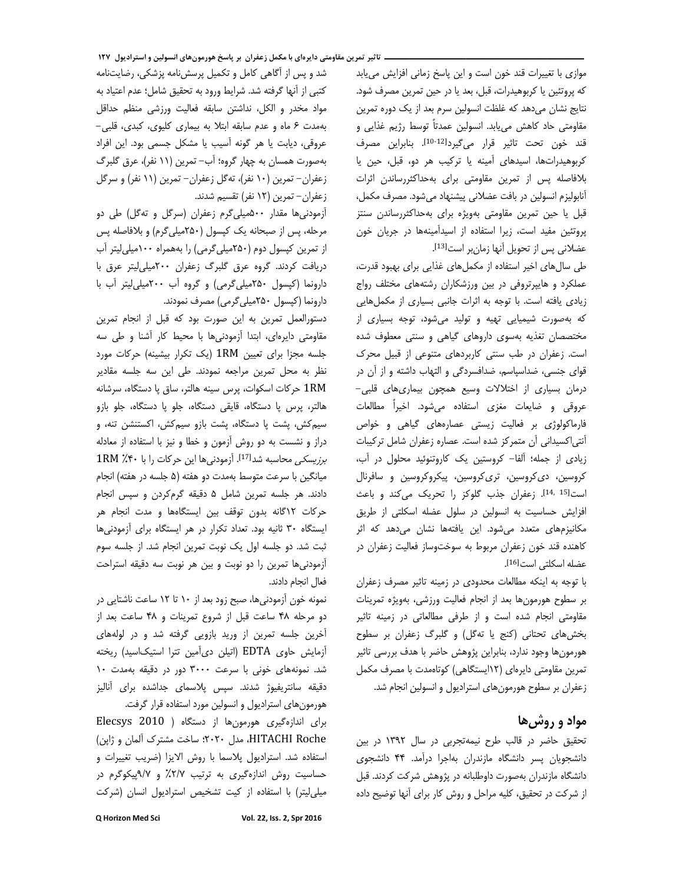موازی با تغییرات قند خون است و این پاسخ زمانی افزایش می‌یابد که پروتئین یا کربوهیدرات، قبل، بعد یا در حین تمرین مصرف شود. نتایج نشان می‌دهد که غلظت انسولین سرم بعد از یک دوره تمرین مقاومتی حاد کاهش می‌یابد. انسولین عمدتاً توسط رژیم غذایی و قند خون تحت تاثیر قرار می‌گیرد[10-12]. بنابراین مصرف کربوهیدرات‌ها، اسیدهای آمینه یا ترکیب هر دو، قبل، حین یا بلافاصله پس از تمرین مقاومتی برای به‌حداکثررساندن اثرات آنابولیزم انسولین در بافت عضلانی پیشنهاد می‌شود. مصرف مکمل، قبل یا حین تمرین مقاومتی به‌ویژه برای به‌حداکثررساندن سنتز پروتئین مفید است، زیرا استفاده از اسیدآمینه‌ها در جریان خون عضلانی پس از تحویل آنها زمان‌بر است[13].

طی سال‌های اخیر استفاده از مکمل‌های غذایی برای بهبود قدرت، عملکرد و هایپرتروفی در بین ورزشکاران رشته‌های مختلف رواج زیادی یافته است. با توجه به اثرات جانبی بسیاری از مکمل‌هایی که به‌صورت شیمیایی تهیه و تولید می‌شود، توجه بسیاری از متخصصان تغذیه به‌سوی داروهای گیاهی و سنتی معطوف شده است. زعفران در طب سنتی کاربردهای متنوعی از قبیل محرک قوای جنسی، ضداسپاسم، ضدافسردگی و التهاب داشته و از آن در درمان بسیاری از اختلالات وسیع همچون بیماری‌های قلبی-عروقی و ضایعات مغزی استفاده می‌شود. اخیراً مطالعات فارماکولوژی بر فعالیت زیستی عصاره‌های گیاهی و خواص آنتی‌اکسیدانی آن متمرکز شده است. عصاره زعفران شامل ترکیبات زیادی از جمله؛ آلفا- کروستین یک کاروتنوئید محلول در آب، کروسین، دی‌کروسین، تری‌کروسین، پیکروکروسین و سافرنال است[14, 15]. زعفران جذب گلوکز را تحریک می‌کند و باعث افزایش حساسیت به انسولین در سلول عضله اسکلتی از طریق مکانیزم‌های متعدد می‌شود. این یافته‌ها نشان می‌دهد که اثر کاهنده قند خون زعفران مربوط به سوخت‌وساز فعالیت زعفران در عضله اسکلتی است[16].

با توجه به اینکه مطالعات محدودی در زمینه تاثیر مصرف زعفران بر سطوح هورمون‌ها بعد از انجام فعالیت ورزشی، به‌ویژه تمرینات مقاومتی انجام شده است و از طرفی مطالعاتی در زمینه تاثیر بخش‌های تحتانی (کنج یا ته‌گل) و گلبرگ زعفران بر سطوح هورمون‌ها وجود ندارد، بنابراین پژوهش حاضر با هدف بررسی تاثیر تمرین مقاومتی دایره‌ای (۱۲ایستگاهی) کوتاه‌مدت با مصرف مکمل زعفران بر سطوح هورمون‌های استرادیول و انسولین انجام شد.

## مواد و روش‌ها

تحقیق حاضر در قالب طرح نیمه‌تجربی در سال ۱۳۹۲ در بین دانشجویان پسر دانشگاه مازندران به‌اجرا درآمد. ۴۴ دانشجوی دانشگاه مازندران به‌صورت داوطلبانه در پژوهش شرکت کردند. قبل از شرکت در تحقیق، کلیه مراحل و روش کار برای آنها توضیح داده شد و پس از آگاهی کامل و تکمیل پرسش‌نامه پزشکی، رضایت‌نامه کتبی از آنها گرفته شد. شرایط ورود به تحقیق شامل؛ عدم اعتیاد به مواد مخدر و الکل، نداشتن سابقه فعالیت ورزشی منظم حداقل به‌مدت ۶ ماه و عدم سابقه ابتلا به بیماری کلیوی، کبدی، قلبی-عروقی، دیابت یا هر گونه آسیب یا مشکل جسمی بود. این افراد به‌صورت همسان به چهار گروه؛ آب- تمرین (۱۱ نفر)، عرق گلبرگ زعفران- تمرین (۱۰ نفر)، ته‌گل زعفران- تمرین (۱۱ نفر) و سرگل زعفران- تمرین (۱۲ نفر) تقسیم شدند.

آزمودنی‌ها مقدار ۵۰۰میلی‌گرم زعفران (سرگل و ته‌گل) طی دو مرحله، پس از صبحانه یک کپسول (۲۵۰میلی‌گرم) و بلافاصله پس از تمرین کپسول دوم (۲۵۰میلی‌گرمی) را به‌همراه ۱۰۰میلی‌لیتر آب دریافت کردند. گروه عرق گلبرگ زعفران ۲۰۰میلی‌لیتر عرق با دارونما (کپسول ۲۵۰میلی‌گرمی) و گروه آب ۲۰۰میلی‌لیتر آب با دارونما (کپسول ۲۵۰میلی‌گرمی) مصرف نمودند.

دستورالعمل تمرین به این صورت بود که قبل از انجام تمرین مقاومتی دایره‌ای، ابتدا آزمودنی‌ها با محیط کار آشنا و طی سه جلسه مجزا برای تعیین 1RM (یک تکرار بیشینه) حرکات مورد نظر به محل تمرین مراجعه نمودند. طی این سه جلسه مقادیر 1RM حرکات اسکوات، پرس سینه هالتر، ساق پا دستگاه، سرشانه هالتر، پرس پا دستگاه، قایقی دستگاه، جلو پا دستگاه، جلو بازو سیم‌کش، پشت پا دستگاه، پشت بازو سیم‌کش، اکستنشن تنه، و دراز و نشست به دو روش آزمون و خطا و نیز با استفاده از معادله *برزیسکی* محاسبه شد[17]. آزمودنی‌ها این حرکات را با ۴۰٪ 1RM میانگین با سرعت متوسط به‌مدت دو هفته (۵ جلسه در هفته) انجام دادند. هر جلسه تمرین شامل ۵ دقیقه گرم‌کردن و سپس انجام حرکات ۱۲گانه بدون توقف بین ایستگاه‌ها و مدت انجام هر ایستگاه ۳۰ ثانیه بود. تعداد تکرار در هر ایستگاه برای آزمودنی‌ها ثبت شد. دو جلسه اول یک نوبت تمرین انجام شد. از جلسه سوم آزمودنی‌ها تمرین را دو نوبت و بین هر نوبت سه دقیقه استراحت فعال انجام دادند.

نمونه خون آزمودنی‌ها، صبح زود بعد از ۱۰ تا ۱۲ ساعت ناشتایی در دو مرحله ۴۸ ساعت قبل از شروع تمرینات و ۴۸ ساعت بعد از آخرین جلسه تمرین از ورید بازویی گرفته شد و در لوله‌های آزمایش حاوی EDTA (اتلین دی‌آمین ترا استیک‌اسید) ریخته شد. نمونه‌های خونی با سرعت ۳۰۰۰ دور در دقیقه به‌مدت ۱۰ دقیقه سانتریفیوژ شدند. سپس پلاسمای جداشده برای آنالیز هورمون‌های استرادیول و انسولین مورد استفاده قرار گرفت.

برای اندازه‌گیری هورمون‌ها از دستگاه (Elecsys 2010 HITACHI Roche، مدل ۲۰۲۰؛ ساخت مشترک آلمان و ژاپن) استفاده شد. استرادیول پلاسما با روش الایزا (ضریب تغییرات و حساسیت روش اندازه‌گیری به ترتیب ۲/۷٪ و ۹/۷پیکوگرم در میلی‌لیتر) با استفاده از کیت تشخیص استرادیول انسان (شرکت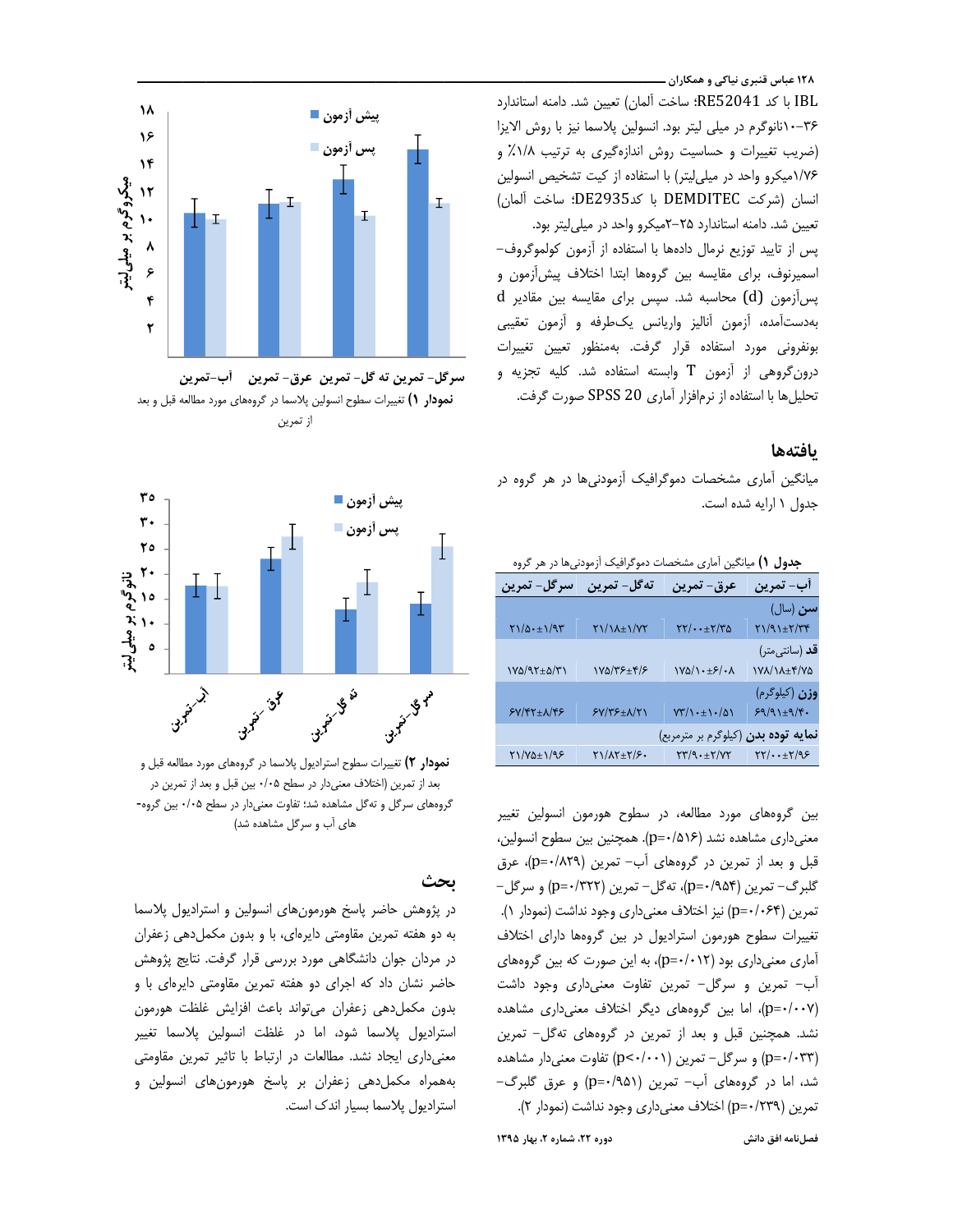IBL با کد RE52041؛ ساخت آلمان) تعیین شد. دامنه استاندارد ۳۶-۱۰نانوگرم در میلی لیتر بود. انسولین پلاسما نیز با روش الایزا (ضریب تغییرات و حساسیت روش اندازه‌گیری به ترتیب ۱/۸٪ و ۱/۷۶میکرو واحد در میلی‌لیتر) با استفاده از کیت تشخیص انسولین انسان (شرکت DEMDITEC با کدDE2935؛ ساخت آلمان) تعیین شد. دامنه استاندارد ۲۵-۲میکرو واحد در میلی‌لیتر بود.

پس از تایید توزیع نرمال داده‌ها با استفاده از آزمون کولموگروف-اسمیرنوف، برای مقایسه بین گروه‌ها ابتدا اختلاف پیش‌آزمون و پس‌آزمون (d) محاسبه شد. سپس برای مقایسه بین مقادیر d به‌دست‌آمده، آزمون آنالیز واریانس یک‌طرفه و آزمون تعقیبی بونفرونی مورد استفاده قرار گرفت. به‌منظور تعیین تغییرات درون‌گروهی از آزمون T وابسته استفاده شد. کلیه تجزیه و تحلیل‌ها با استفاده از نرم‌افزار آماری SPSS 20 صورت گرفت.

## یافته‌ها

میانگین آماری مشخصات دموگرافیک آزمودنی‌ها در هر گروه در جدول ۱ ارایه شده است.

**جدول ۱)** میانگین آماری مشخصات دموگرافیک آزمودنی‌ها در هر گروه

| آب- تمرین | عرق- تمرین | ته‌گل- تمرین | سرگل- تمرین |
|---|---|---|---|
| **سن** (سال) | | | |
| ۲۱/۹۱±۲/۳۴ | ۲۲/۰۰±۲/۳۵ | ۲۱/۱۸±۱/۷۲ | ۲۱/۵۰±۱/۹۳ |
| **قد** (سانتی‌متر) | | | |
| ۱۷۸/۱۸±۴/۷۵ | ۱۷۵/۱۰±۶/۰۸ | ۱۷۵/۳۶±۴/۶ | ۱۷۵/۹۲±۵/۳۱ |
| **وزن** (کیلوگرم) | | | |
| ۶۹/۹۱±۹/۴۰ | ۷۳/۱۰±۱۰/۵۱ | ۶۷/۳۶±۸/۲۱ | ۶۷/۴۲±۸/۴۶ |
| **نمایه توده بدن** (کیلوگرم بر مترمربع) | | | |
| ۲۲/۰۰±۲/۹۶ | ۲۳/۹۰±۲/۷۲ | ۲۱/۸۲±۲/۶۰ | ۲۱/۷۵±۱/۹۶ |

بین گروه‌های مورد مطالعه، در سطوح هورمون انسولین تغییر معنی‌داری مشاهده نشد ($p=0/516$). همچنین بین سطوح انسولین، قبل و بعد از تمرین در گروه‌های آب- تمرین ($p=0/829$)، عرق گلبرگ- تمرین ($p=0/954$)، ته‌گل- تمرین ($p=0/322$) و سرگل- تمرین ($p=0/064$) نیز اختلاف معنی‌داری وجود نداشت (نمودار ۱). تغییرات سطوح هورمون استرادیول در بین گروه‌ها دارای اختلاف آماری معنی‌داری بود ($p=0/012$)، به این صورت که بین گروه‌های آب- تمرین و سرگل- تمرین تفاوت معنی‌داری وجود داشت ($p=0/007$)، اما بین گروه‌های دیگر اختلاف معنی‌داری مشاهده نشد. همچنین قبل و بعد از تمرین در گروه‌های ته‌گل- تمرین ($p=0/033$) و سرگل- تمرین ($p<0/001$) تفاوت معنی‌دار مشاهده شد، اما در گروه‌های آب- تمرین ($p=0/951$) و عرق گلبرگ- تمرین ($p=0/239$) اختلاف معنی‌داری وجود نداشت (نمودار ۲).

**نمودار ۱)** تغییرات سطوح انسولین پلاسما در گروه‌های مورد مطالعه قبل و بعد از تمرین

**نمودار ۲)** تغییرات سطوح استرادیول پلاسما در گروه‌های مورد مطالعه قبل و بعد از تمرین (اختلاف معنی‌دار در سطح ۰/۰۵ بین قبل و بعد از تمرین در گروه‌های سرگل و ته‌گل مشاهده شد؛ تفاوت معنی‌دار در سطح ۰/۰۵ بین گروه‌های آب و سرگل مشاهده شد)

## بحث

در پژوهش حاضر پاسخ هورمون‌های انسولین و استرادیول پلاسما به دو هفته تمرین مقاومتی دایره‌ای، با و بدون مکمل‌دهی زعفران در مردان جوان دانشگاهی مورد بررسی قرار گرفت. نتایج پژوهش حاضر نشان داد که اجرای دو هفته تمرین مقاومتی دایره‌ای با و بدون مکمل‌دهی زعفران می‌تواند باعث افزایش غلظت هورمون استرادیول پلاسما شود، اما در غلظت انسولین پلاسما تغییر معنی‌داری ایجاد نشد. مطالعات در ارتباط با تاثیر تمرین مقاومتی به‌همراه مکمل‌دهی زعفران بر پاسخ هورمون‌های انسولین و استرادیول پلاسما بسیار اندک است.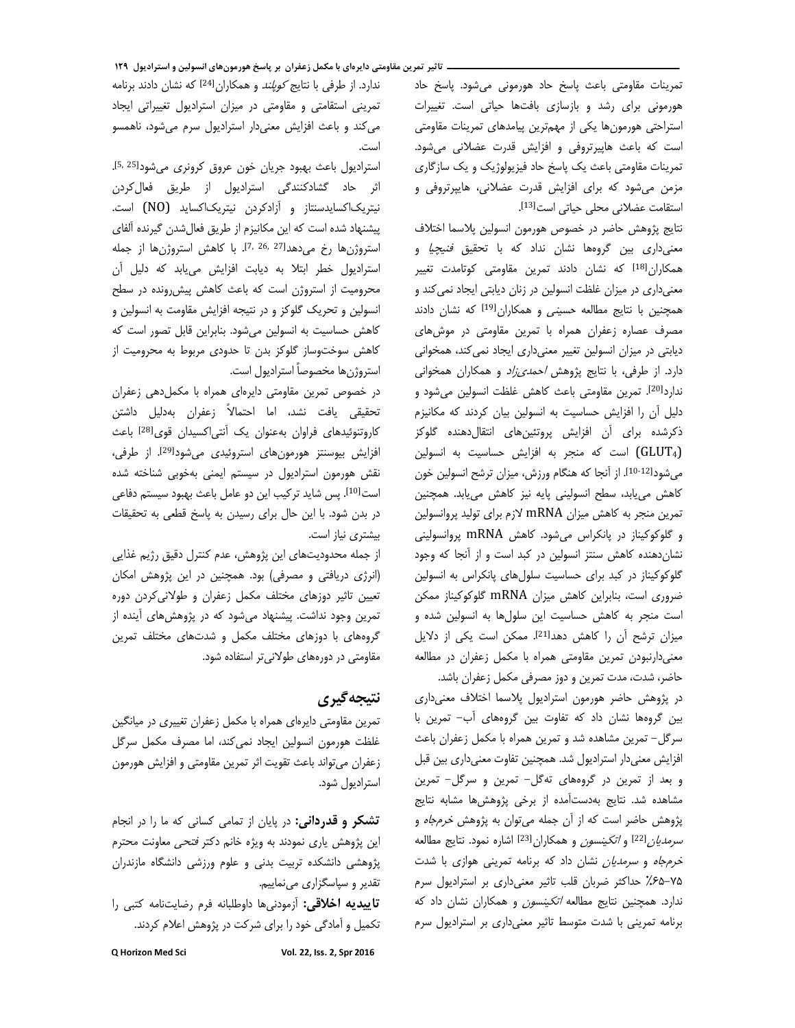تمرینات مقاومتی باعث پاسخ حاد هورمونی می‌شود. پاسخ حاد هورمونی برای رشد و بازسازی بافت‌ها حیاتی است. تغییرات استراحتی هورمون‌ها یکی از مهم‌ترین پیامدهای تمرینات مقاومتی است که باعث هایپرتروفی و افزایش قدرت عضلانی می‌شود. تمرینات مقاومتی باعث یک پاسخ حاد فیزیولوژیک و یک سازگاری مزمن می‌شود که برای افزایش قدرت عضلانی، هایپرتروفی و استقامت عضلانی محلی حیاتی است[13].

نتایج پژوهش حاضر در خصوص هورمون انسولین پلاسما اختلاف معنی‌داری بین گروه‌ها نشان نداد که با تحقیق *فنیچیا* و همکاران[18] که نشان دادند تمرین مقاومتی کوتامدت تغییر معنی‌داری در میزان غلظت انسولین در زنان دیابتی ایجاد نمی‌کند و همچنین با نتایج مطالعه حسینی و همکاران[19] که نشان دادند مصرف عصاره زعفران همراه با تمرین مقاومتی در موش‌های دیابتی در میزان انسولین تغییر معنی‌داری ایجاد نمی‌کند، همخوانی دارد. از طرفی، با نتایج پژوهش *احمدی‌زاد* و همکاران همخوانی ندارد[20]. تمرین مقاومتی باعث کاهش غلظت انسولین می‌شود و دلیل آن را افزایش حساسیت به انسولین بیان کردند که مکانیزم ذکرشده برای آن افزایش پروتئین‌های انتقال‌دهنده گلوکز ($GLUT_4$) است که منجر به افزایش حساسیت به انسولین می‌شود[10-12]. از آنجا که هنگام ورزش، میزان ترشح انسولین خون کاهش می‌یابد، سطح انسولینی پایه نیز کاهش می‌یابد. همچنین تمرین منجر به کاهش میزان mRNA لازم برای تولید پروانسولین و گلوکوکیناز در پانکراس می‌شود. کاهش mRNA پروانسولینی نشان‌دهنده کاهش سنتز انسولین در کبد است و از آنجا که وجود گلوکوکیناز در کبد برای حساسیت سلول‌های پانکراس به انسولین ضروری است، بنابراین کاهش میزان mRNA گلوکوکیناز ممکن است منجر به کاهش حساسیت این سلول‌ها به انسولین شده و میزان ترشح آن را کاهش دهد[21]. ممکن است یکی از دلایل معنی‌دارنبودن تمرین مقاومتی همراه با مکمل زعفران در مطالعه حاضر، شدت، مدت تمرین و دوز مصرفی مکمل زعفران باشد.

در پژوهش حاضر هورمون استرادیول پلاسما اختلاف معنی‌داری بین گروه‌ها نشان داد که تفاوت بین گروه‌های آب- تمرین با سرگل- تمرین مشاهده شد و تمرین همراه با مکمل زعفران باعث افزایش معنی‌دار استرادیول شد. همچنین تفاوت معنی‌داری بین قبل و بعد از تمرین در گروه‌های ته‌گل- تمرین و سرگل- تمرین مشاهده شد. نتایج به‌دست‌آمده از برخی پژوهش‌ها مشابه نتایج پژوهش حاضر است که از آن جمله می‌توان به پژوهش *خرم‌جاه* و *سرمدیان*[22] و *اتکینسون* و همکاران[23] اشاره نمود. نتایج مطالعه *خرم‌جاه* و *سرمدیان* نشان داد که برنامه تمرینی هوازی با شدت ۶۵-۷۵٪ حداکثر ضربان قلب تاثیر معنی‌داری بر استرادیول سرم ندارد. همچنین نتایج مطالعه *اتکینسون* و همکاران نشان داد که برنامه تمرینی با شدت متوسط تاثیر معنی‌داری بر استرادیول سرم ندارد. از طرفی با نتایج *کوپلند* و همکاران[24] که نشان دادند برنامه تمرینی استقامتی و مقاومتی در میزان استرادیول تغییراتی ایجاد می‌کند و باعث افزایش معنی‌دار استرادیول سرم می‌شود، ناهمسو است.

استرادیول باعث بهبود جریان خون عروق کرونری می‌شود[5, 25]. اثر حاد گشادکنندگی استرادیول از طریق فعال‌کردن نیتریک‌اکسایدسنتاز و آزادکردن نیتریک‌اکساید (NO) است. پیشنهاد شده است که این مکانیزم از طریق فعال‌شدن گیرنده آلفای استروژن‌ها رخ می‌دهد[7, 26, 27]. با کاهش استروژن‌ها از جمله استرادیول خطر ابتلا به دیابت افزایش می‌یابد که دلیل آن محرومیت از استروژن است که باعث کاهش پیش‌رونده در سطح انسولین و تحریک گلوکز و در نتیجه افزایش مقاومت به انسولین و کاهش حساسیت به انسولین می‌شود. بنابراین قابل تصور است که کاهش سوخت‌وساز گلوکز بدن تا حدودی مربوط به محرومیت از استروژن‌ها مخصوصاً استرادیول است.

در خصوص تمرین مقاومتی دایره‌ای همراه با مکمل‌دهی زعفران تحقیقی یافت نشد، اما احتمالاً زعفران به‌دلیل داشتن کاروتنوئیدهای فراوان به‌عنوان یک آنتی‌اکسیدان قوی[28] باعث افزایش بیوسنتز هورمون‌های استروئیدی می‌شود[29]. از طرفی، نقش هورمون استرادیول در سیستم ایمنی به‌خوبی شناخته شده است[10]. پس شاید ترکیب این دو عامل باعث بهبود سیستم دفاعی در بدن شود. با این حال برای رسیدن به پاسخ قطعی به تحقیقات بیشتری نیاز است.

از جمله محدودیت‌های این پژوهش، عدم کنترل دقیق رژیم غذایی (انرژی دریافتی و مصرفی) بود. همچنین در این پژوهش امکان تعیین تاثیر دوزهای مختلف مکمل زعفران و طولانی‌کردن دوره تمرین وجود نداشت. پیشنهاد می‌شود که در پژوهش‌های آینده از گروه‌هایی با دوزهای مختلف مکمل و شدت‌های مختلف تمرین مقاومتی در دوره‌های طولانی‌تر استفاده شود.

## نتیجه‌گیری

تمرین مقاومتی دایره‌ای همراه با مکمل زعفران تغییری در میانگین غلظت هورمون انسولین ایجاد نمی‌کند، اما مصرف مکمل سرگل زعفران می‌تواند باعث تقویت اثر تمرین مقاومتی و افزایش هورمون استرادیول شود.

**تشکر و قدردانی:** در پایان از تمامی کسانی که ما را در انجام این پژوهش یاری نمودند به ویژه خانم دکتر *فتحی* معاونت محترم پژوهشی دانشکده تربیت بدنی و علوم ورزشی دانشگاه مازندران تقدیر و سپاسگزاری می‌نماییم.

**تاییدیه اخلاقی:** آزمودنی‌ها داوطلبانه فرم رضایت‌نامه کتبی را تکمیل و آمادگی خود را برای شرکت در پژوهش اعلام کردند.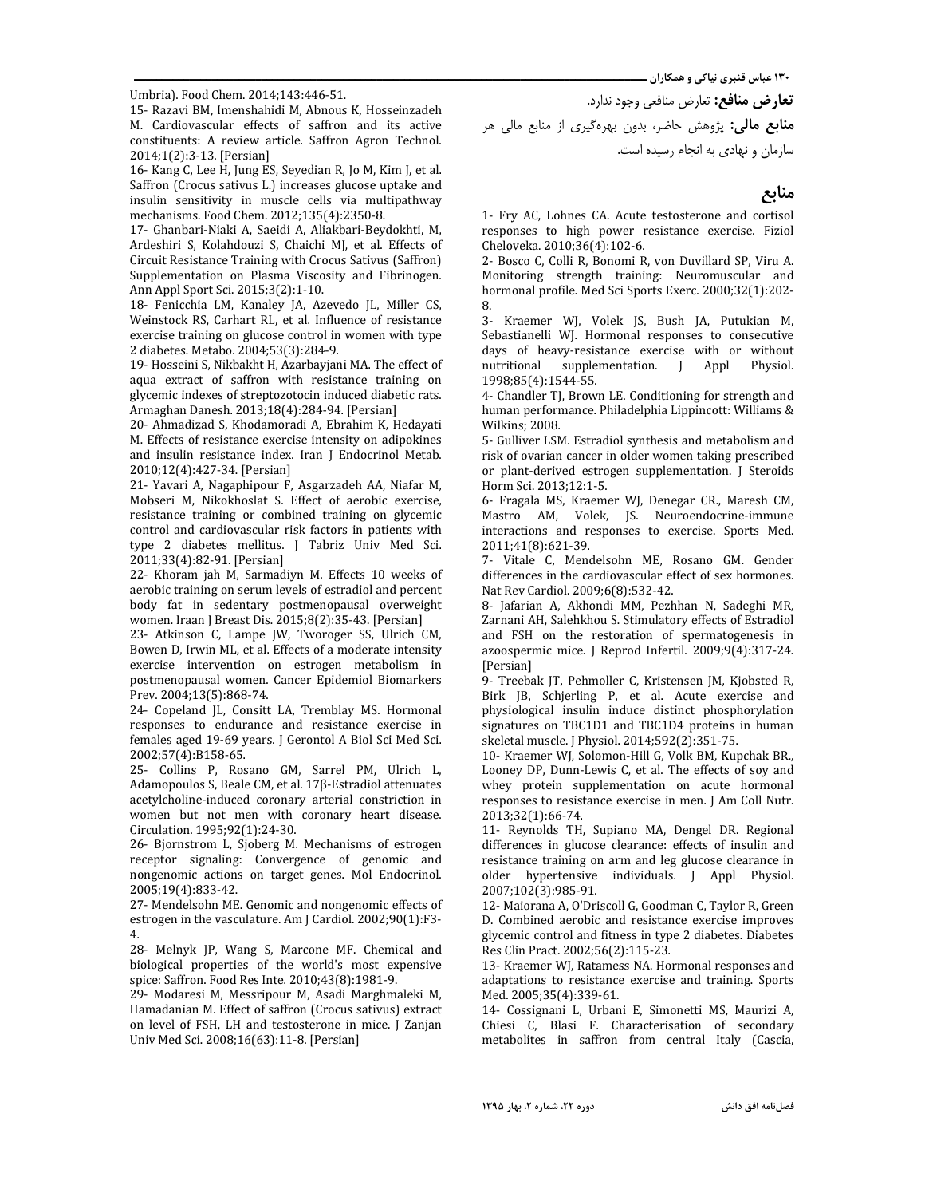**تعارض منافع:** تعارض منافعی وجود ندارد.

**منابع مالی:** پژوهش حاضر، بدون بهره‌گیری از منابع مالی هر سازمان و نهادی به انجام رسیده است.

## منابع

1- Fry AC, Lohnes CA. Acute testosterone and cortisol responses to high power resistance exercise. Fiziol Cheloveka. 2010;36(4):102-6.

2- Bosco C, Colli R, Bonomi R, von Duvillard SP, Viru A. Monitoring strength training: Neuromuscular and hormonal profile. Med Sci Sports Exerc. 2000;32(1):202-8.

3- Kraemer WJ, Volek JS, Bush JA, Putukian M, Sebastianelli WJ. Hormonal responses to consecutive days of heavy-resistance exercise with or without nutritional supplementation. J Appl Physiol. 1998;85(4):1544-55.

4- Chandler TJ, Brown LE. Conditioning for strength and human performance. Philadelphia Lippincott: Williams & Wilkins; 2008.

5- Gulliver LSM. Estradiol synthesis and metabolism and risk of ovarian cancer in older women taking prescribed or plant-derived estrogen supplementation. J Steroids Horm Sci. 2013;12:1-5.

6- Fragala MS, Kraemer WJ, Denegar CR., Maresh CM, Mastro AM, Volek, JS. Neuroendocrine-immune interactions and responses to exercise. Sports Med. 2011;41(8):621-39.

7- Vitale C, Mendelsohn ME, Rosano GM. Gender differences in the cardiovascular effect of sex hormones. Nat Rev Cardiol. 2009;6(8):532-42.

8- Jafarian A, Akhondi MM, Pezhhan N, Sadeghi MR, Zarnani AH, Salehkhou S. Stimulatory effects of Estradiol and FSH on the restoration of spermatogenesis in azoospermic mice. J Reprod Infertil. 2009;9(4):317-24. [Persian]

9- Treebak JT, Pehmoller C, Kristensen JM, Kjobsted R, Birk JB, Schjerling P, et al. Acute exercise and physiological insulin induce distinct phosphorylation signatures on TBC1D1 and TBC1D4 proteins in human skeletal muscle. J Physiol. 2014;592(2):351-75.

10- Kraemer WJ, Solomon-Hill G, Volk BM, Kupchak BR., Looney DP, Dunn-Lewis C, et al. The effects of soy and whey protein supplementation on acute hormonal responses to resistance exercise in men. J Am Coll Nutr. 2013;32(1):66-74.

11- Reynolds TH, Supiano MA, Dengel DR. Regional differences in glucose clearance: effects of insulin and resistance training on arm and leg glucose clearance in older hypertensive individuals. J Appl Physiol. 2007;102(3):985-91.

12- Maiorana A, O'Driscoll G, Goodman C, Taylor R, Green D. Combined aerobic and resistance exercise improves glycemic control and fitness in type 2 diabetes. Diabetes Res Clin Pract. 2002;56(2):115-23.

13- Kraemer WJ, Ratamess NA. Hormonal responses and adaptations to resistance exercise and training. Sports Med. 2005;35(4):339-61.

14- Cossignani L, Urbani E, Simonetti MS, Maurizi A, Chiesi C, Blasi F. Characterisation of secondary metabolites in saffron from central Italy (Cascia, Umbria). Food Chem. 2014;143:446-51.

15- Razavi BM, Imenshahidi M, Abnous K, Hosseinzadeh M. Cardiovascular effects of saffron and its active constituents: A review article. Saffron Agron Technol. 2014;1(2):3-13. [Persian]

16- Kang C, Lee H, Jung ES, Seyedian R, Jo M, Kim J, et al. Saffron (Crocus sativus L.) increases glucose uptake and insulin sensitivity in muscle cells via multipathway mechanisms. Food Chem. 2012;135(4):2350-8.

17- Ghanbari-Niaki A, Saeidi A, Aliakbari-Beydokhti, M, Ardeshiri S, Kolahdouzi S, Chaichi MJ, et al. Effects of Circuit Resistance Training with Crocus Sativus (Saffron) Supplementation on Plasma Viscosity and Fibrinogen. Ann Appl Sport Sci. 2015;3(2):1-10.

18- Fenicchia LM, Kanaley JA, Azevedo JL, Miller CS, Weinstock RS, Carhart RL, et al. Influence of resistance exercise training on glucose control in women with type 2 diabetes. Metabo. 2004;53(3):284-9.

19- Hosseini S, Nikbakht H, Azarbayjani MA. The effect of aqua extract of saffron with resistance training on glycemic indexes of streptozotocin induced diabetic rats. Armaghan Danesh. 2013;18(4):284-94. [Persian]

20- Ahmadizad S, Khodamoradi A, Ebrahim K, Hedayati M. Effects of resistance exercise intensity on adipokines and insulin resistance index. Iran J Endocrinol Metab. 2010;12(4):427-34. [Persian]

21- Yavari A, Nagaphipour F, Asgarzadeh AA, Niafar M, Mobseri M, Nikokhoslat S. Effect of aerobic exercise, resistance training or combined training on glycemic control and cardiovascular risk factors in patients with type 2 diabetes mellitus. J Tabriz Univ Med Sci. 2011;33(4):82-91. [Persian]

22- Khoram jah M, Sarmadiyn M. Effects 10 weeks of aerobic training on serum levels of estradiol and percent body fat in sedentary postmenopausal overweight women. Iraan J Breast Dis. 2015;8(2):35-43. [Persian]

23- Atkinson C, Lampe JW, Tworoger SS, Ulrich CM, Bowen D, Irwin ML, et al. Effects of a moderate intensity exercise intervention on estrogen metabolism in postmenopausal women. Cancer Epidemiol Biomarkers Prev. 2004;13(5):868-74.

24- Copeland JL, Consitt LA, Tremblay MS. Hormonal responses to endurance and resistance exercise in females aged 19-69 years. J Gerontol A Biol Sci Med Sci. 2002;57(4):B158-65.

25- Collins P, Rosano GM, Sarrel PM, Ulrich L, Adamopoulos S, Beale CM, et al. 17β-Estradiol attenuates acetylcholine-induced coronary arterial constriction in women but not men with coronary heart disease. Circulation. 1995;92(1):24-30.

26- Bjornstrom L, Sjoberg M. Mechanisms of estrogen receptor signaling: Convergence of genomic and nongenomic actions on target genes. Mol Endocrinol. 2005;19(4):833-42.

27- Mendelsohn ME. Genomic and nongenomic effects of estrogen in the vasculature. Am J Cardiol. 2002;90(1):F3-4.

28- Melnyk JP, Wang S, Marcone MF. Chemical and biological properties of the world's most expensive spice: Saffron. Food Res Inte. 2010;43(8):1981-9.

29- Modaresi M, Messripour M, Asadi Marghmaleki M, Hamadanian M. Effect of saffron (Crocus sativus) extract on level of FSH, LH and testosterone in mice. J Zanjan Univ Med Sci. 2008;16(63):11-8. [Persian]